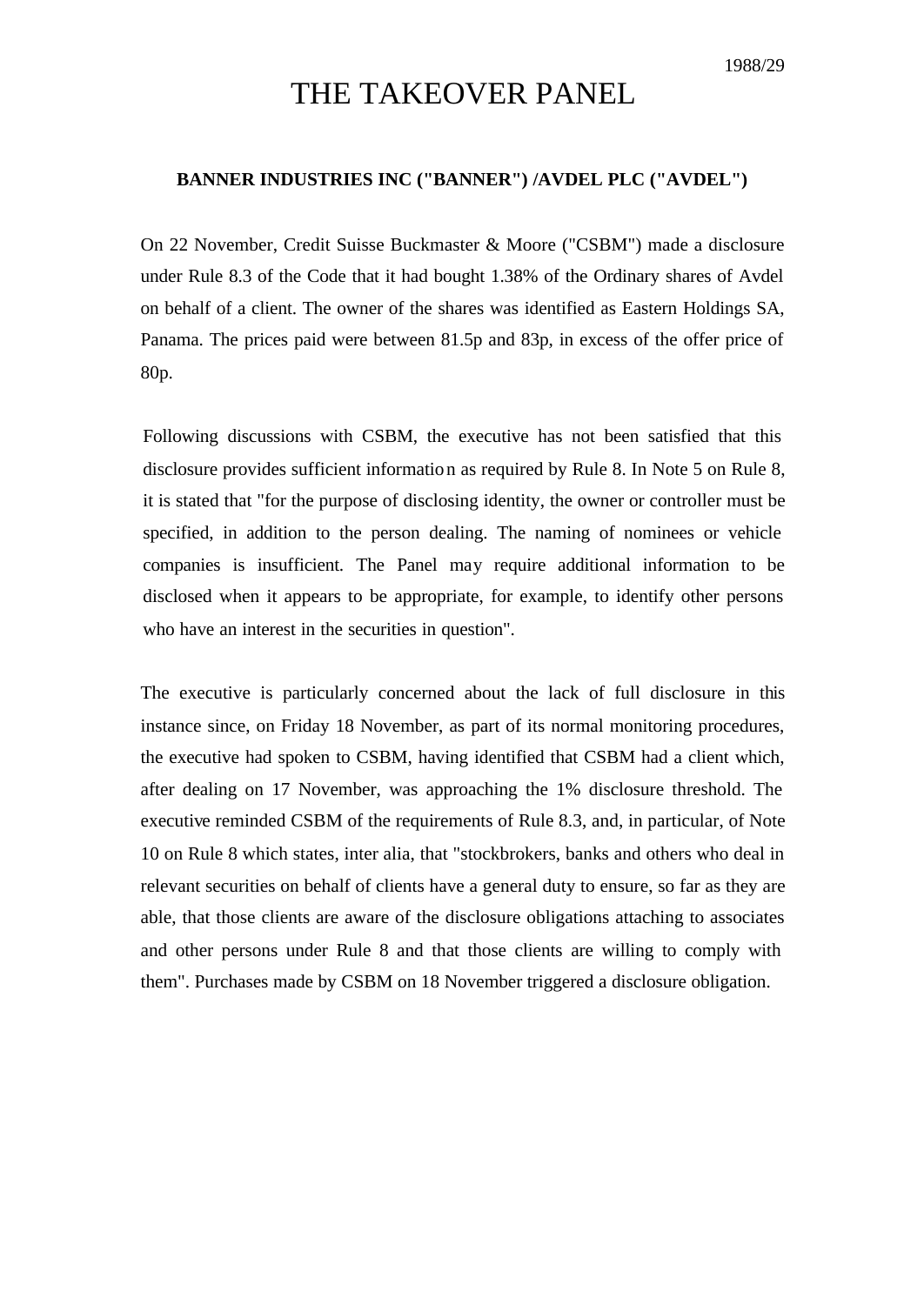1988/29

# THE TAKEOVER PANEL

**BANNER INDUSTRIES INC ("BANNER") /AVDEL PLC ("AVDEL")**

On 22 November, Credit Suisse Buckmaster & Moore ("CSBM") made a disclosure under Rule 8.3 of the Code that it had bought 1.38% of the Ordinary shares of Avdel on behalf of a client. The owner of the shares was identified as Eastern Holdings SA, Panama. The prices paid were between 81.5p and 83p, in excess of the offer price of 80p.

Following discussions with CSBM, the executive has not been satisfied that this disclosure provides sufficient information as required by Rule 8. In Note 5 on Rule 8, it is stated that "for the purpose of disclosing identity, the owner or controller must be specified, in addition to the person dealing. The naming of nominees or vehicle companies is insufficient. The Panel may require additional information to be disclosed when it appears to be appropriate, for example, to identify other persons who have an interest in the securities in question".

The executive is particularly concerned about the lack of full disclosure in this instance since, on Friday 18 November, as part of its normal monitoring procedures, the executive had spoken to CSBM, having identified that CSBM had a client which, after dealing on 17 November, was approaching the 1% disclosure threshold. The executive reminded CSBM of the requirements of Rule 8.3, and, in particular, of Note 10 on Rule 8 which states, inter alia, that "stockbrokers, banks and others who deal in relevant securities on behalf of clients have a general duty to ensure, so far as they are able, that those clients are aware of the disclosure obligations attaching to associates and other persons under Rule 8 and that those clients are willing to comply with them". Purchases made by CSBM on 18 November triggered a disclosure obligation.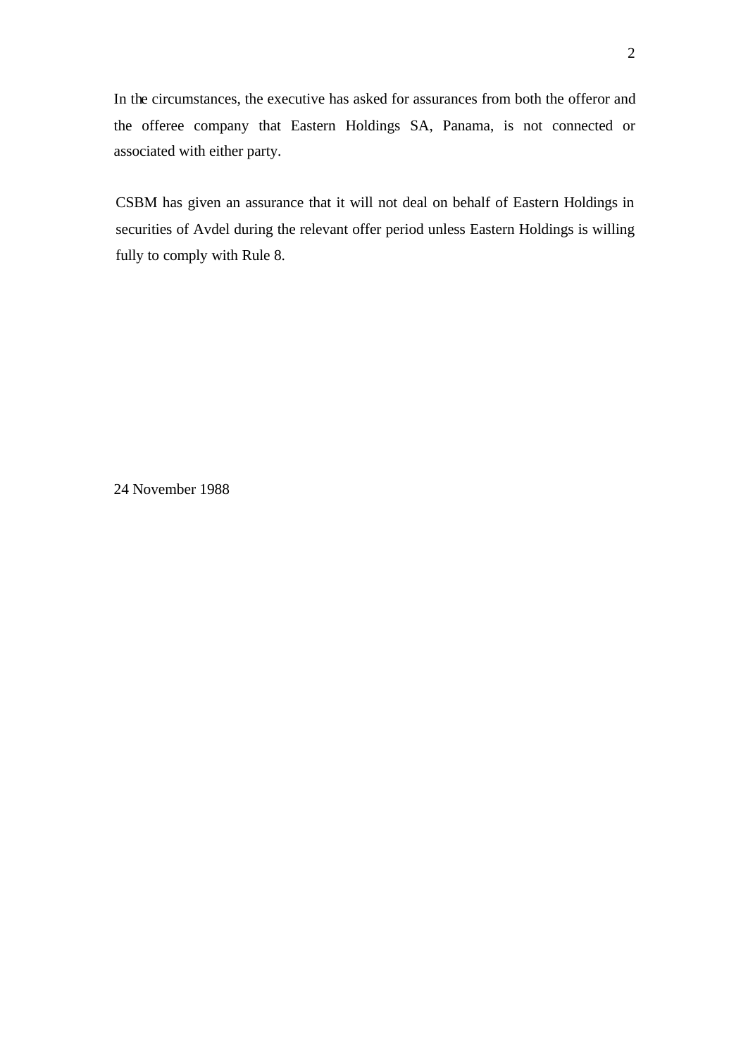In the circumstances, the executive has asked for assurances from both the offeror and the offeree company that Eastern Holdings SA, Panama, is not connected or associated with either party.

CSBM has given an assurance that it will not deal on behalf of Eastern Holdings in securities of Avdel during the relevant offer period unless Eastern Holdings is willing fully to comply with Rule 8.

24 November 1988